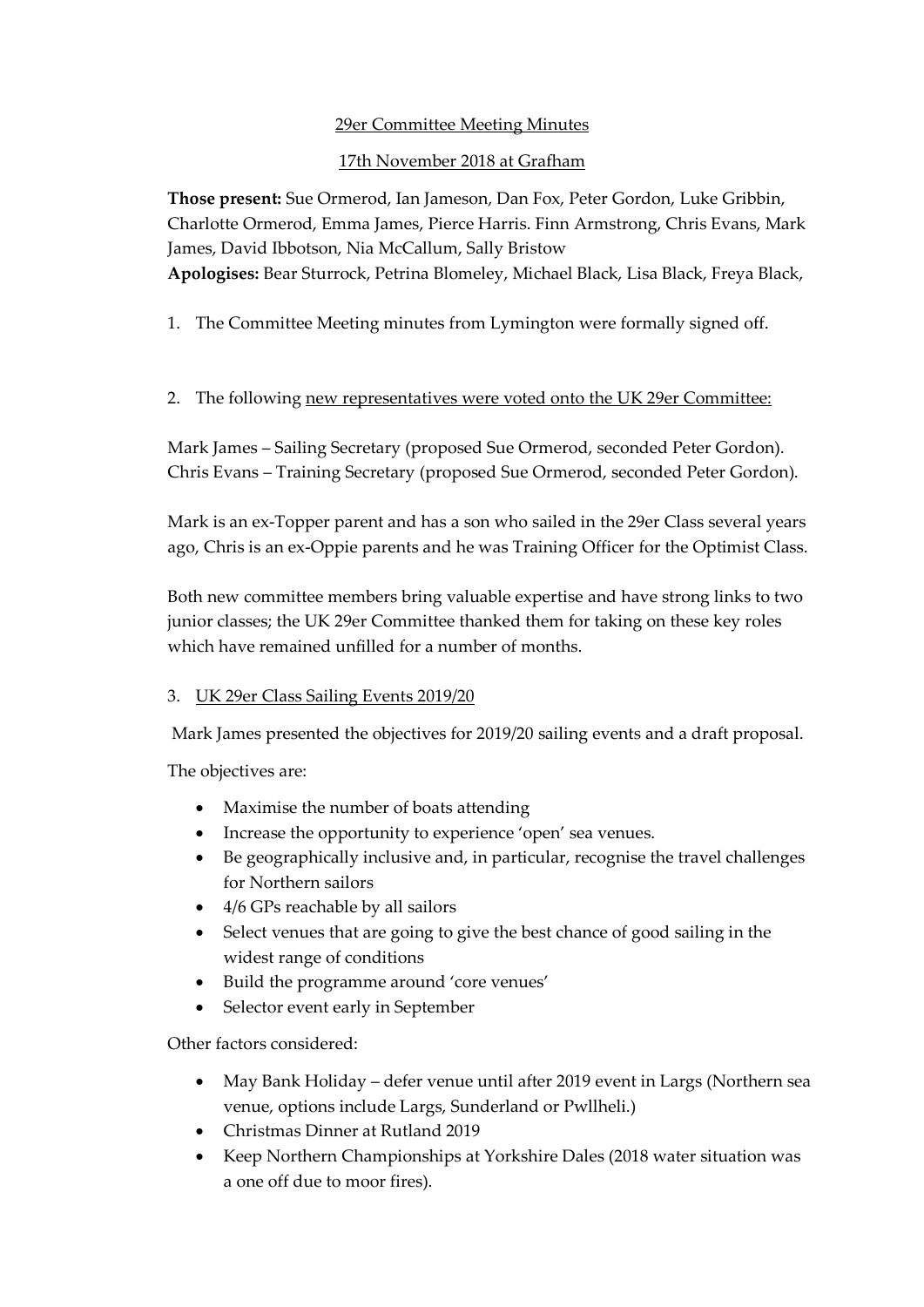29er Committee Meeting Minutes

17th November 2018 at Grafham

**Those present:** Sue Ormerod, Ian Jameson, Dan Fox, Peter Gordon, Luke Gribbin, Charlotte Ormerod, Emma James, Pierce Harris. Finn Armstrong, Chris Evans, Mark James, David Ibbotson, Nia McCallum, Sally Bristow
**Apologises:** Bear Sturrock, Petrina Blomeley, Michael Black, Lisa Black, Freya Black,

1. The Committee Meeting minutes from Lymington were formally signed off.

2. The following new representatives were voted onto the UK 29er Committee:

Mark James – Sailing Secretary (proposed Sue Ormerod, seconded Peter Gordon).
Chris Evans – Training Secretary (proposed Sue Ormerod, seconded Peter Gordon).

Mark is an ex-Topper parent and has a son who sailed in the 29er Class several years ago, Chris is an ex-Oppie parents and he was Training Officer for the Optimist Class.

Both new committee members bring valuable expertise and have strong links to two junior classes; the UK 29er Committee thanked them for taking on these key roles which have remained unfilled for a number of months.

3. UK 29er Class Sailing Events 2019/20

Mark James presented the objectives for 2019/20 sailing events and a draft proposal.

The objectives are:

- Maximise the number of boats attending
- Increase the opportunity to experience 'open' sea venues.
- Be geographically inclusive and, in particular, recognise the travel challenges for Northern sailors
- 4/6 GPs reachable by all sailors
- Select venues that are going to give the best chance of good sailing in the widest range of conditions
- Build the programme around 'core venues'
- Selector event early in September

Other factors considered:

- May Bank Holiday – defer venue until after 2019 event in Largs (Northern sea venue, options include Largs, Sunderland or Pwllheli.)
- Christmas Dinner at Rutland 2019
- Keep Northern Championships at Yorkshire Dales (2018 water situation was a one off due to moor fires).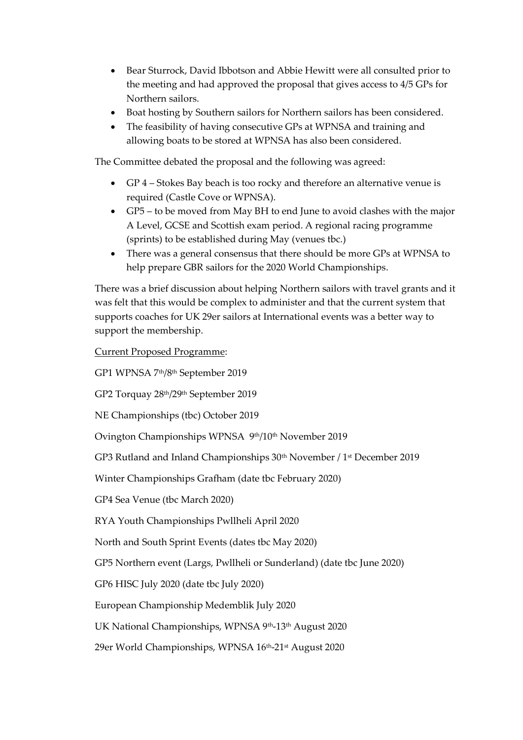- Bear Sturrock, David Ibbotson and Abbie Hewitt were all consulted prior to the meeting and had approved the proposal that gives access to 4/5 GPs for Northern sailors.
- Boat hosting by Southern sailors for Northern sailors has been considered.
- The feasibility of having consecutive GPs at WPNSA and training and allowing boats to be stored at WPNSA has also been considered.

The Committee debated the proposal and the following was agreed:

- GP 4 – Stokes Bay beach is too rocky and therefore an alternative venue is required (Castle Cove or WPNSA).
- GP5 – to be moved from May BH to end June to avoid clashes with the major A Level, GCSE and Scottish exam period. A regional racing programme (sprints) to be established during May (venues tbc.)
- There was a general consensus that there should be more GPs at WPNSA to help prepare GBR sailors for the 2020 World Championships.

There was a brief discussion about helping Northern sailors with travel grants and it was felt that this would be complex to administer and that the current system that supports coaches for UK 29er sailors at International events was a better way to support the membership.

<u>Current Proposed Programme</u>:

GP1 WPNSA 7th/8th September 2019

GP2 Torquay 28th/29th September 2019

NE Championships (tbc) October 2019

Ovington Championships WPNSA 9th/10th November 2019

GP3 Rutland and Inland Championships 30th November / 1st December 2019

Winter Championships Grafham (date tbc February 2020)

GP4 Sea Venue (tbc March 2020)

RYA Youth Championships Pwllheli April 2020

North and South Sprint Events (dates tbc May 2020)

GP5 Northern event (Largs, Pwllheli or Sunderland) (date tbc June 2020)

GP6 HISC July 2020 (date tbc July 2020)

European Championship Medemblik July 2020

UK National Championships, WPNSA 9th-13th August 2020

29er World Championships, WPNSA 16th-21st August 2020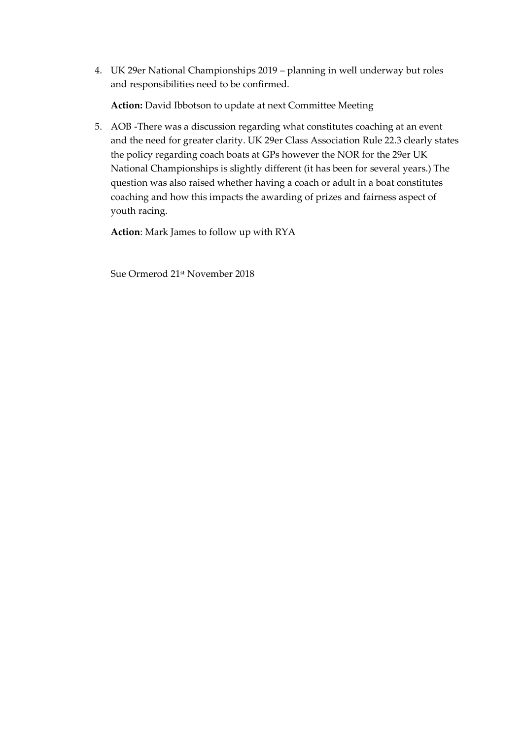4. UK 29er National Championships 2019 – planning in well underway but roles and responsibilities need to be confirmed.

   **Action:** David Ibbotson to update at next Committee Meeting

5. AOB -There was a discussion regarding what constitutes coaching at an event and the need for greater clarity. UK 29er Class Association Rule 22.3 clearly states the policy regarding coach boats at GPs however the NOR for the 29er UK National Championships is slightly different (it has been for several years.) The question was also raised whether having a coach or adult in a boat constitutes coaching and how this impacts the awarding of prizes and fairness aspect of youth racing.

   **Action**: Mark James to follow up with RYA

Sue Ormerod 21st November 2018